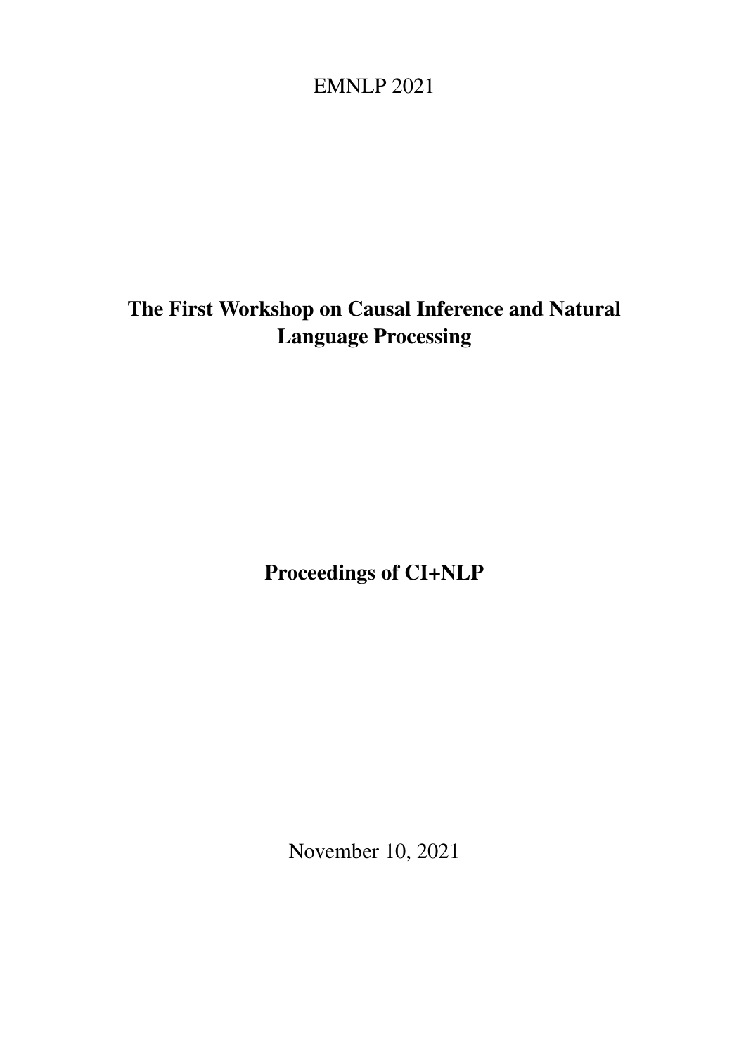EMNLP 2021

# The First Workshop on Causal Inference and Natural Language Processing

## Proceedings of CI+NLP

November 10, 2021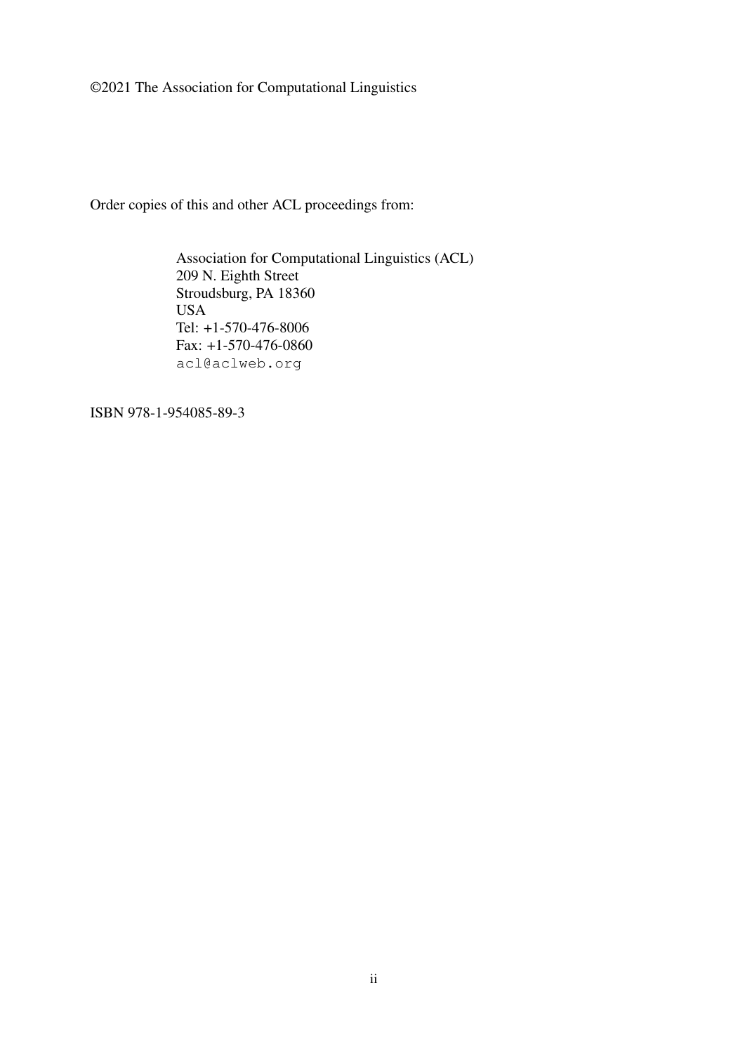©2021 The Association for Computational Linguistics

Order copies of this and other ACL proceedings from:

Association for Computational Linguistics (ACL)
209 N. Eighth Street
Stroudsburg, PA 18360
USA
Tel: +1-570-476-8006
Fax: +1-570-476-0860
acl@aclweb.org

ISBN 978-1-954085-89-3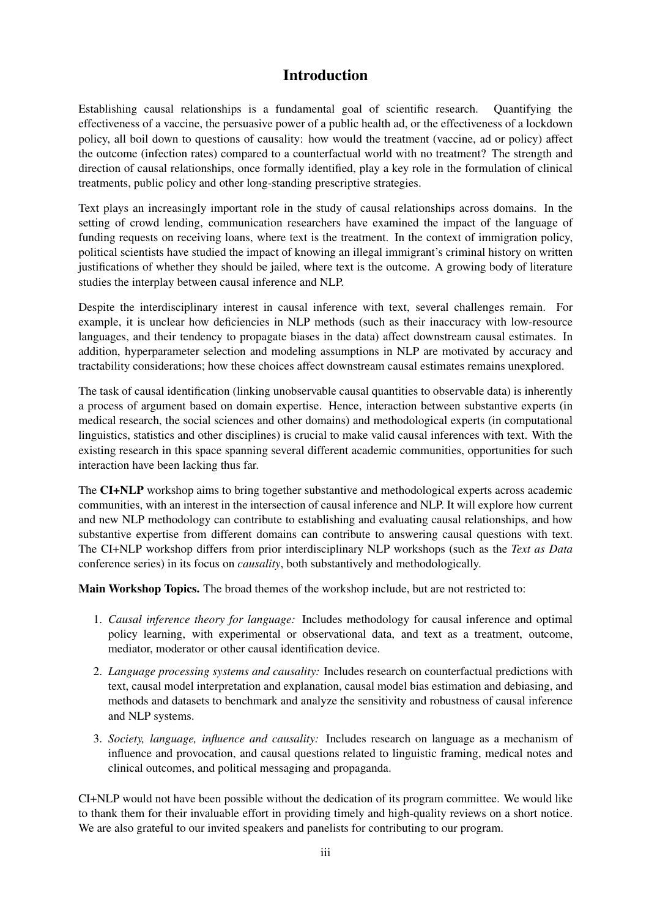# Introduction

Establishing causal relationships is a fundamental goal of scientific research. Quantifying the effectiveness of a vaccine, the persuasive power of a public health ad, or the effectiveness of a lockdown policy, all boil down to questions of causality: how would the treatment (vaccine, ad or policy) affect the outcome (infection rates) compared to a counterfactual world with no treatment? The strength and direction of causal relationships, once formally identified, play a key role in the formulation of clinical treatments, public policy and other long-standing prescriptive strategies.

Text plays an increasingly important role in the study of causal relationships across domains. In the setting of crowd lending, communication researchers have examined the impact of the language of funding requests on receiving loans, where text is the treatment. In the context of immigration policy, political scientists have studied the impact of knowing an illegal immigrant's criminal history on written justifications of whether they should be jailed, where text is the outcome. A growing body of literature studies the interplay between causal inference and NLP.

Despite the interdisciplinary interest in causal inference with text, several challenges remain. For example, it is unclear how deficiencies in NLP methods (such as their inaccuracy with low-resource languages, and their tendency to propagate biases in the data) affect downstream causal estimates. In addition, hyperparameter selection and modeling assumptions in NLP are motivated by accuracy and tractability considerations; how these choices affect downstream causal estimates remains unexplored.

The task of causal identification (linking unobservable causal quantities to observable data) is inherently a process of argument based on domain expertise. Hence, interaction between substantive experts (in medical research, the social sciences and other domains) and methodological experts (in computational linguistics, statistics and other disciplines) is crucial to make valid causal inferences with text. With the existing research in this space spanning several different academic communities, opportunities for such interaction have been lacking thus far.

The **CI+NLP** workshop aims to bring together substantive and methodological experts across academic communities, with an interest in the intersection of causal inference and NLP. It will explore how current and new NLP methodology can contribute to establishing and evaluating causal relationships, and how substantive expertise from different domains can contribute to answering causal questions with text. The CI+NLP workshop differs from prior interdisciplinary NLP workshops (such as the *Text as Data* conference series) in its focus on *causality*, both substantively and methodologically.

**Main Workshop Topics.** The broad themes of the workshop include, but are not restricted to:

1. *Causal inference theory for language:* Includes methodology for causal inference and optimal policy learning, with experimental or observational data, and text as a treatment, outcome, mediator, moderator or other causal identification device.
2. *Language processing systems and causality:* Includes research on counterfactual predictions with text, causal model interpretation and explanation, causal model bias estimation and debiasing, and methods and datasets to benchmark and analyze the sensitivity and robustness of causal inference and NLP systems.
3. *Society, language, influence and causality:* Includes research on language as a mechanism of influence and provocation, and causal questions related to linguistic framing, medical notes and clinical outcomes, and political messaging and propaganda.

CI+NLP would not have been possible without the dedication of its program committee. We would like to thank them for their invaluable effort in providing timely and high-quality reviews on a short notice. We are also grateful to our invited speakers and panelists for contributing to our program.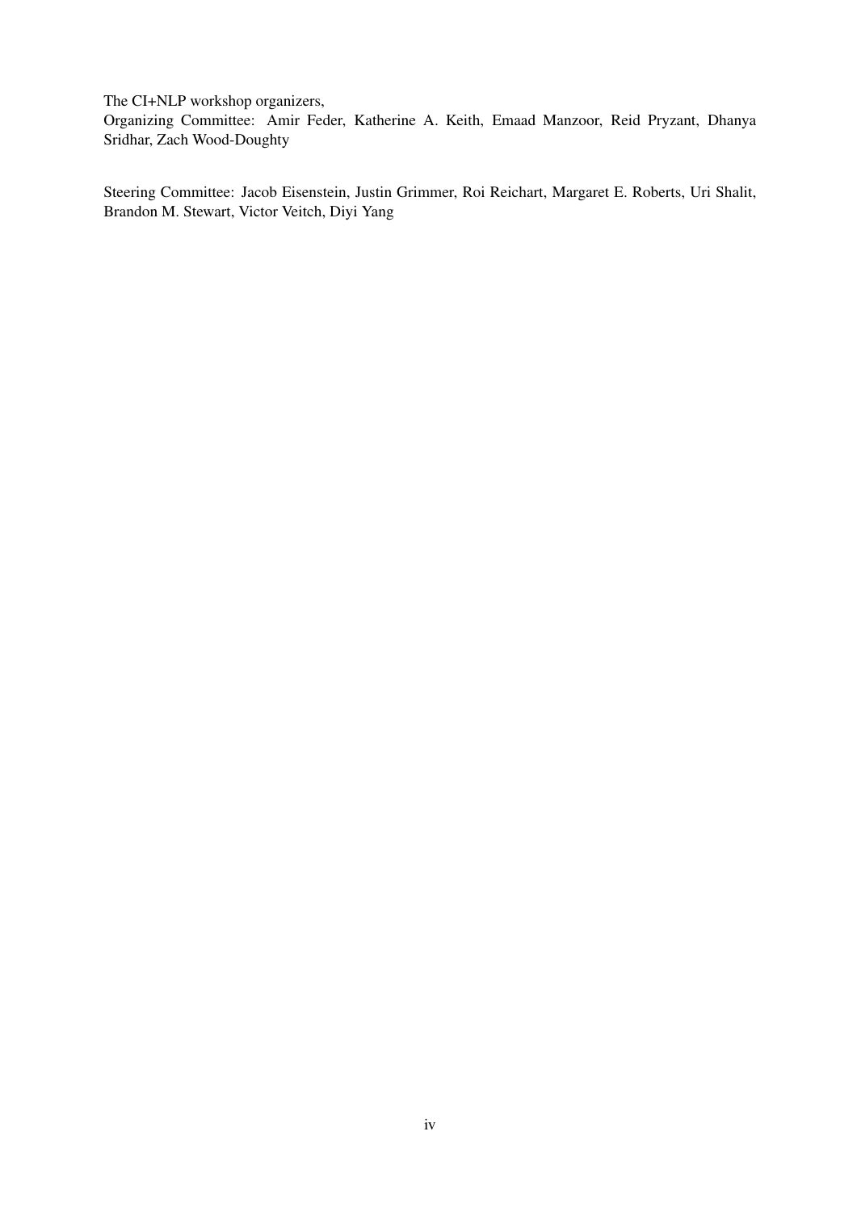The CI+NLP workshop organizers,
Organizing Committee: Amir Feder, Katherine A. Keith, Emaad Manzoor, Reid Pryzant, Dhanya Sridhar, Zach Wood-Doughty

Steering Committee: Jacob Eisenstein, Justin Grimmer, Roi Reichart, Margaret E. Roberts, Uri Shalit, Brandon M. Stewart, Victor Veitch, Diyi Yang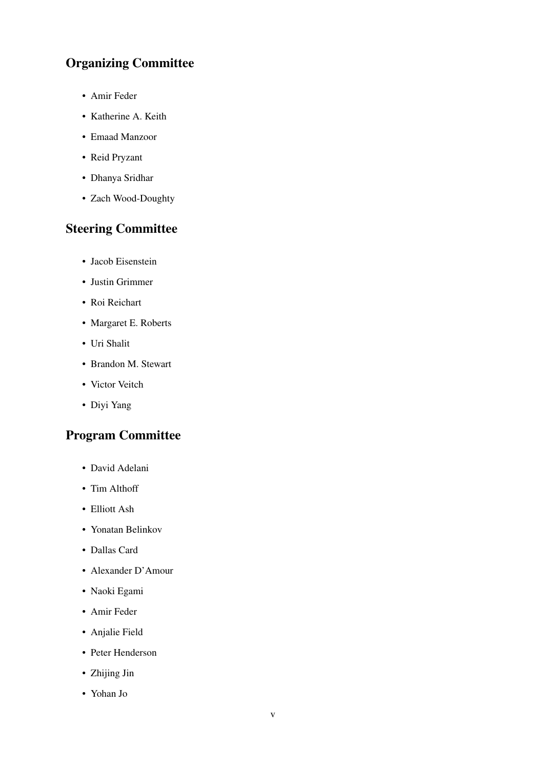## Organizing Committee

- Amir Feder
- Katherine A. Keith
- Emaad Manzoor
- Reid Pryzant
- Dhanya Sridhar
- Zach Wood-Doughty

## Steering Committee

- Jacob Eisenstein
- Justin Grimmer
- Roi Reichart
- Margaret E. Roberts
- Uri Shalit
- Brandon M. Stewart
- Victor Veitch
- Diyi Yang

## Program Committee

- David Adelani
- Tim Althoff
- Elliott Ash
- Yonatan Belinkov
- Dallas Card
- Alexander D'Amour
- Naoki Egami
- Amir Feder
- Anjalie Field
- Peter Henderson
- Zhijing Jin
- Yohan Jo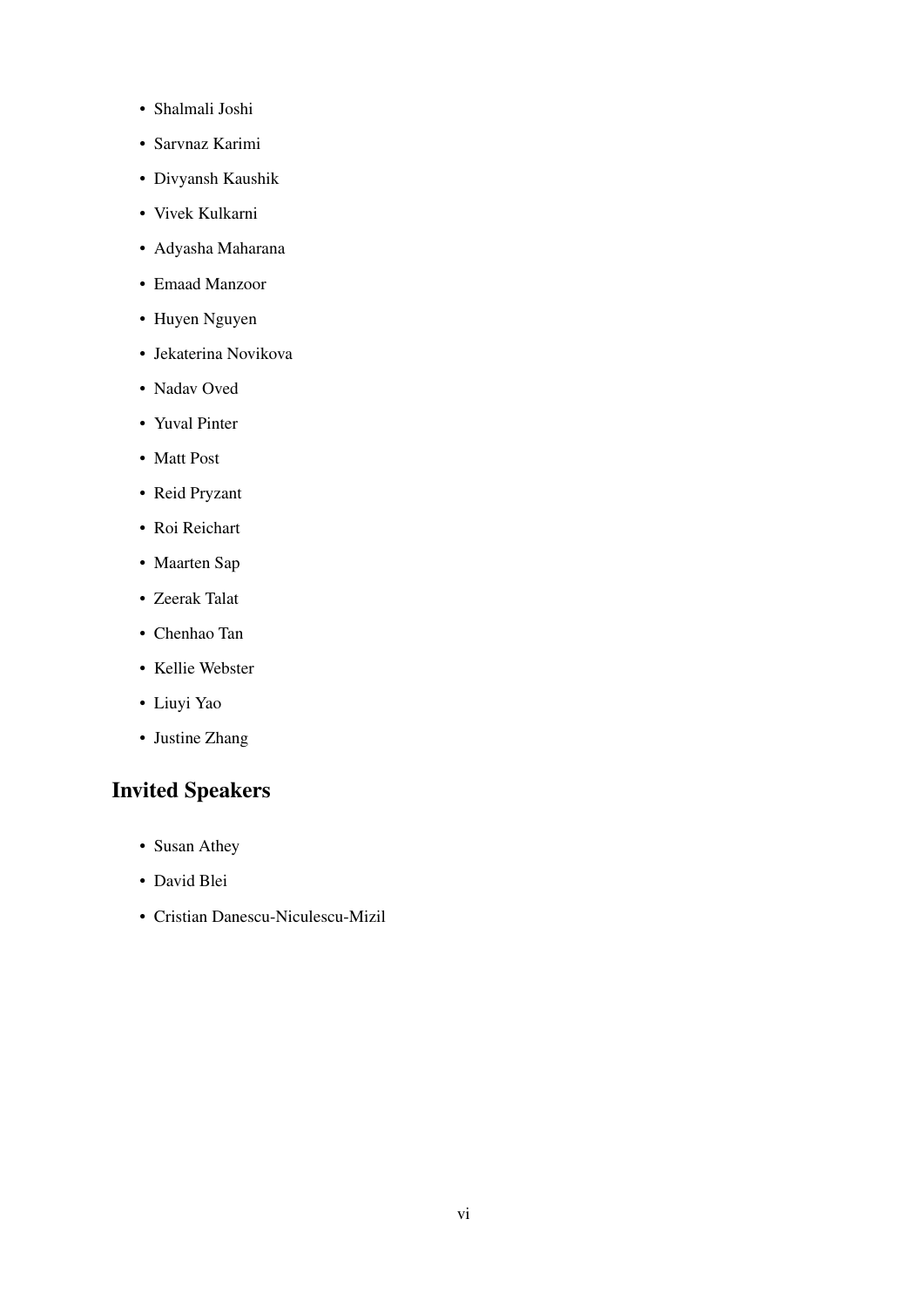- Shalmali Joshi
- Sarvnaz Karimi
- Divyansh Kaushik
- Vivek Kulkarni
- Adyasha Maharana
- Emaad Manzoor
- Huyen Nguyen
- Jekaterina Novikova
- Nadav Oved
- Yuval Pinter
- Matt Post
- Reid Pryzant
- Roi Reichart
- Maarten Sap
- Zeerak Talat
- Chenhao Tan
- Kellie Webster
- Liuyi Yao
- Justine Zhang

## Invited Speakers

- Susan Athey
- David Blei
- Cristian Danescu-Niculescu-Mizil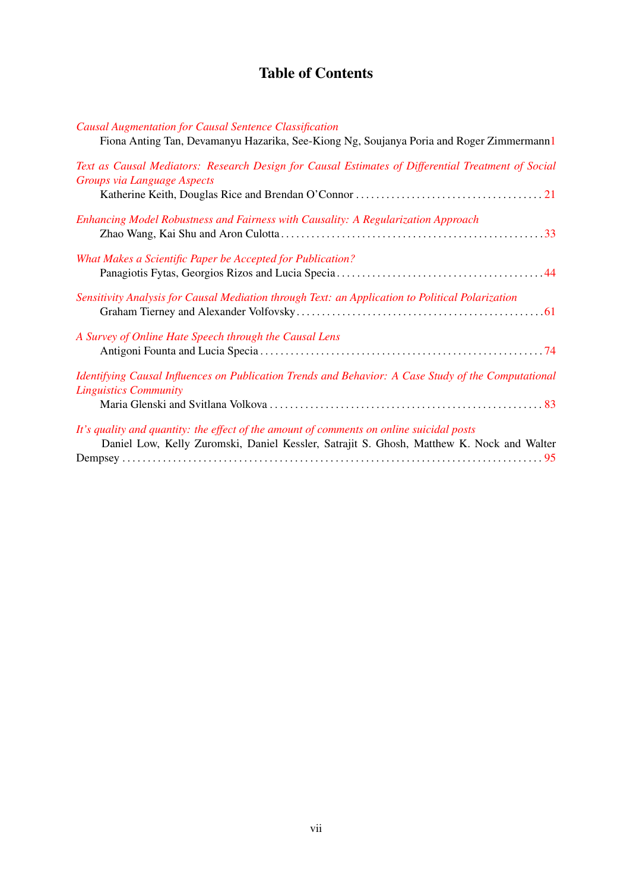# Table of Contents

*Causal Augmentation for Causal Sentence Classification*
Fiona Anting Tan, Devamanyu Hazarika, See-Kiong Ng, Soujanya Poria and Roger Zimmermann 1

*Text as Causal Mediators: Research Design for Causal Estimates of Differential Treatment of Social Groups via Language Aspects*
Katherine Keith, Douglas Rice and Brendan O'Connor . . . . . . . . . . . . . . . . . . . . . . . . . . . . . . . . . . . . . 21

*Enhancing Model Robustness and Fairness with Causality: A Regularization Approach*
Zhao Wang, Kai Shu and Aron Culotta . . . . . . . . . . . . . . . . . . . . . . . . . . . . . . . . . . . . . . . . . . . . . . . . . . . 33

*What Makes a Scientific Paper be Accepted for Publication?*
Panagiotis Fytas, Georgios Rizos and Lucia Specia . . . . . . . . . . . . . . . . . . . . . . . . . . . . . . . . . . . . . . . . 44

*Sensitivity Analysis for Causal Mediation through Text: an Application to Political Polarization*
Graham Tierney and Alexander Volfovsky . . . . . . . . . . . . . . . . . . . . . . . . . . . . . . . . . . . . . . . . . . . . . . . . 61

*A Survey of Online Hate Speech through the Causal Lens*
Antigoni Founta and Lucia Specia . . . . . . . . . . . . . . . . . . . . . . . . . . . . . . . . . . . . . . . . . . . . . . . . . . . . . . . 74

*Identifying Causal Influences on Publication Trends and Behavior: A Case Study of the Computational Linguistics Community*
Maria Glenski and Svitlana Volkova . . . . . . . . . . . . . . . . . . . . . . . . . . . . . . . . . . . . . . . . . . . . . . . . . . . . . 83

*It's quality and quantity: the effect of the amount of comments on online suicidal posts*
Daniel Low, Kelly Zuromski, Daniel Kessler, Satrajit S. Ghosh, Matthew K. Nock and Walter Dempsey . . . . . . . . . . . . . . . . . . . . . . . . . . . . . . . . . . . . . . . . . . . . . . . . . . . . . . . . . . . . . . . . . . . . . . . . . . . . . . . 95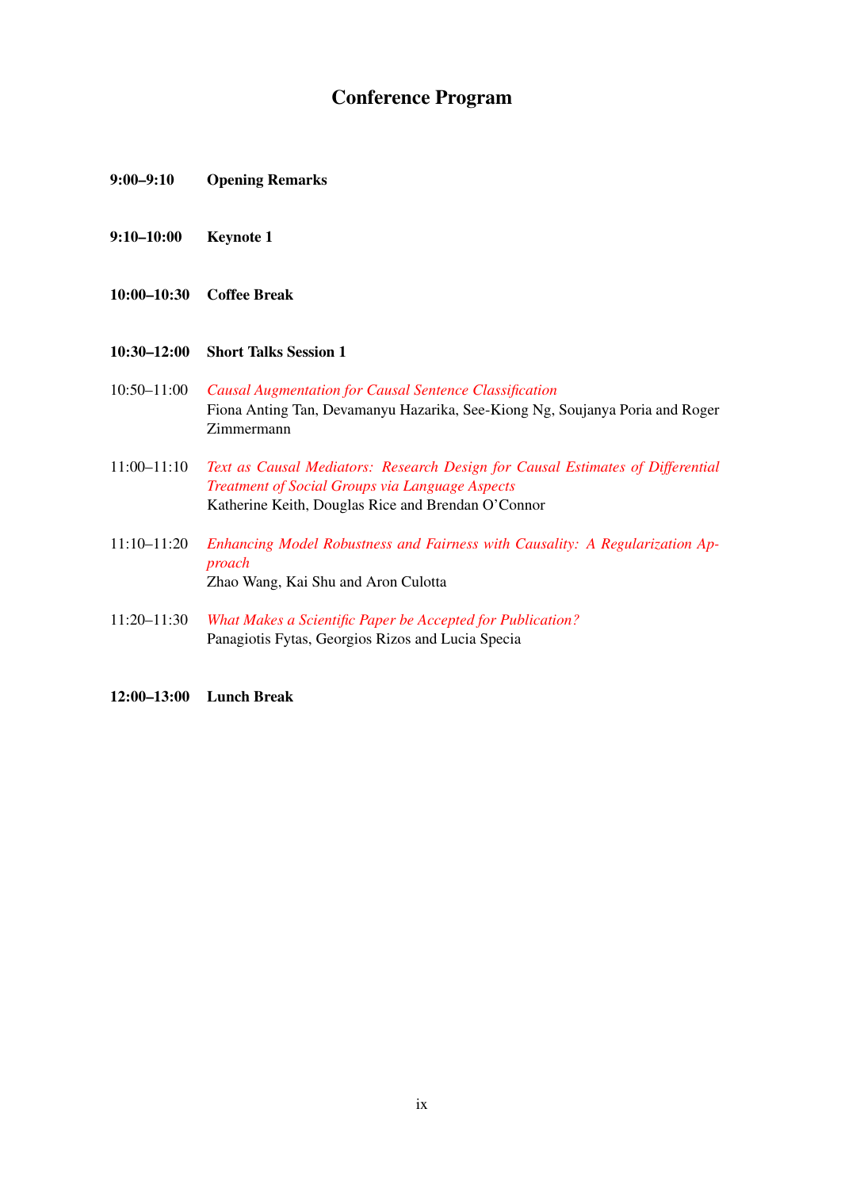# Conference Program

**9:00–9:10** **Opening Remarks**

**9:10–10:00** **Keynote 1**

**10:00–10:30** **Coffee Break**

**10:30–12:00** **Short Talks Session 1**

10:50–11:00 *Causal Augmentation for Causal Sentence Classification*
Fiona Anting Tan, Devamanyu Hazarika, See-Kiong Ng, Soujanya Poria and Roger Zimmermann

11:00–11:10 *Text as Causal Mediators: Research Design for Causal Estimates of Differential Treatment of Social Groups via Language Aspects*
Katherine Keith, Douglas Rice and Brendan O'Connor

11:10–11:20 *Enhancing Model Robustness and Fairness with Causality: A Regularization Approach*
Zhao Wang, Kai Shu and Aron Culotta

11:20–11:30 *What Makes a Scientific Paper be Accepted for Publication?*
Panagiotis Fytas, Georgios Rizos and Lucia Specia

**12:00–13:00** **Lunch Break**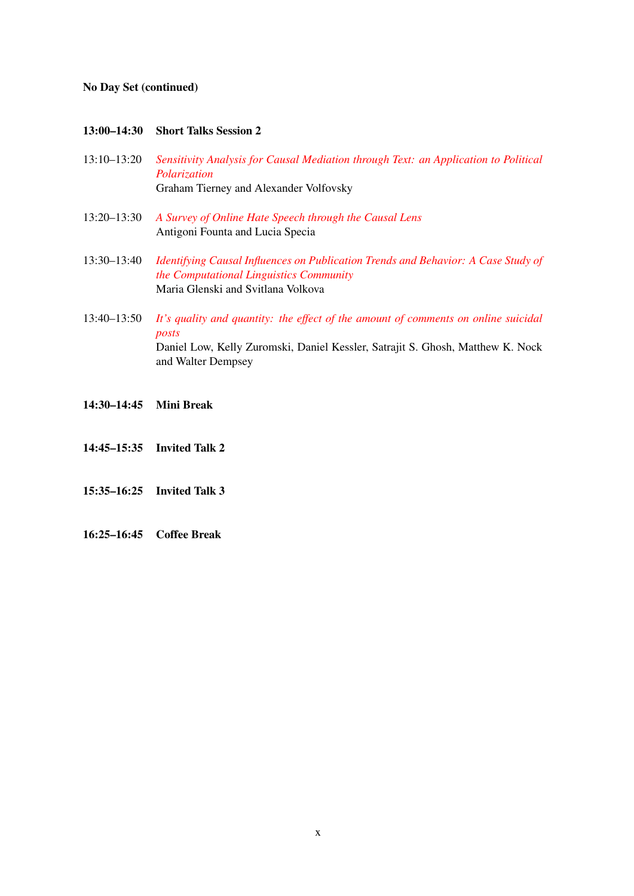**No Day Set (continued)**

**13:00–14:30 Short Talks Session 2**

13:10–13:20 *Sensitivity Analysis for Causal Mediation through Text: an Application to Political Polarization*
Graham Tierney and Alexander Volfovsky

13:20–13:30 *A Survey of Online Hate Speech through the Causal Lens*
Antigoni Founta and Lucia Specia

13:30–13:40 *Identifying Causal Influences on Publication Trends and Behavior: A Case Study of the Computational Linguistics Community*
Maria Glenski and Svitlana Volkova

13:40–13:50 *It's quality and quantity: the effect of the amount of comments on online suicidal posts*
Daniel Low, Kelly Zuromski, Daniel Kessler, Satrajit S. Ghosh, Matthew K. Nock and Walter Dempsey

**14:30–14:45 Mini Break**

**14:45–15:35 Invited Talk 2**

**15:35–16:25 Invited Talk 3**

**16:25–16:45 Coffee Break**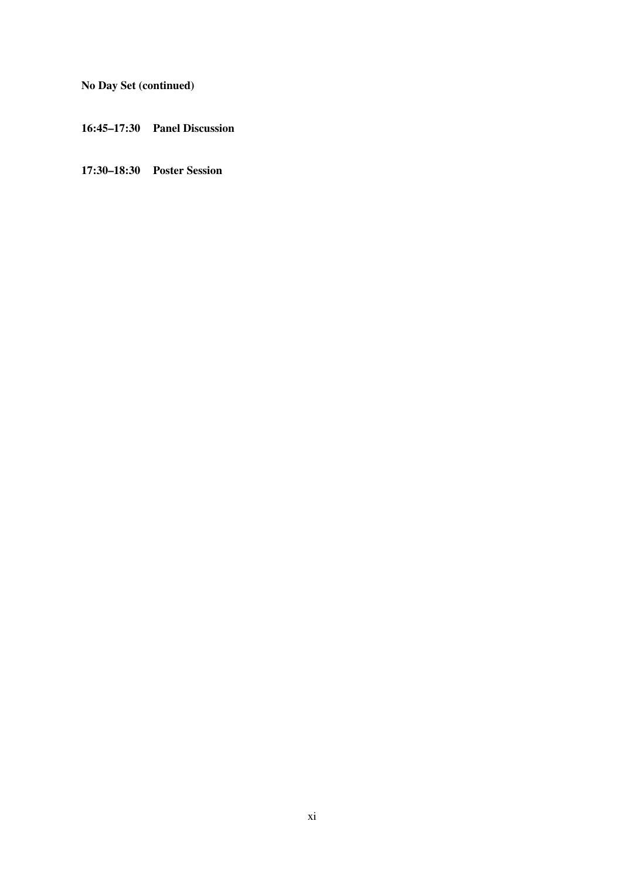**No Day Set (continued)**

**16:45–17:30 Panel Discussion**

**17:30–18:30 Poster Session**